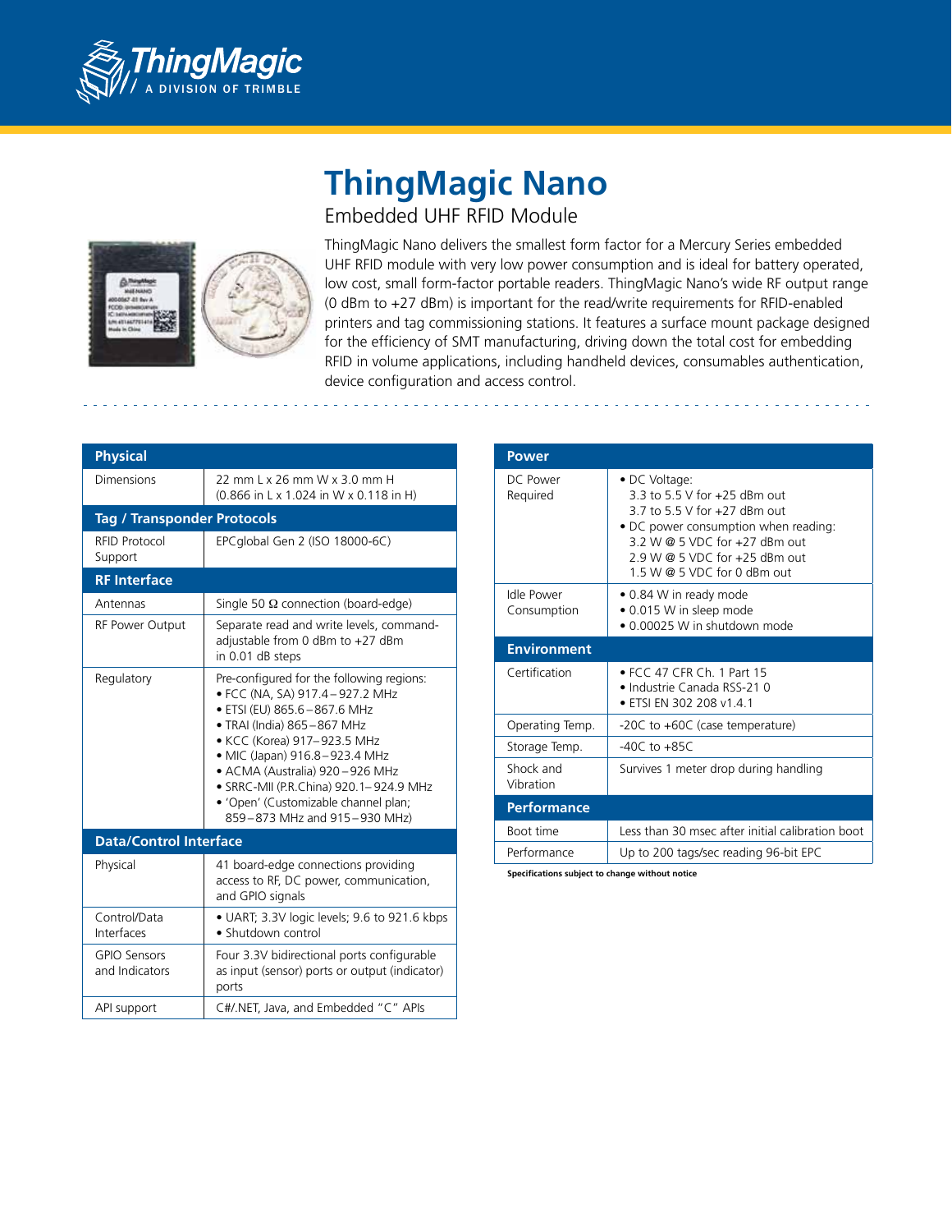ThingMagic
A DIVISION OF TRIMBLE

# ThingMagic Nano

## Embedded UHF RFID Module

ThingMagic Nano delivers the smallest form factor for a Mercury Series embedded UHF RFID module with very low power consumption and is ideal for battery operated, low cost, small form-factor portable readers. ThingMagic Nano's wide RF output range (0 dBm to +27 dBm) is important for the read/write requirements for RFID-enabled printers and tag commissioning stations. It features a surface mount package designed for the efficiency of SMT manufacturing, driving down the total cost for embedding RFID in volume applications, including handheld devices, consumables authentication, device configuration and access control.

| **Physical** | |
|---|---|
| Dimensions | 22 mm L x 26 mm W x 3.0 mm H<br>(0.866 in L x 1.024 in W x 0.118 in H) |
| **Tag / Transponder Protocols** | |
| RFID Protocol Support | EPCglobal Gen 2 (ISO 18000-6C) |
| **RF Interface** | |
| Antennas | Single 50 Ω connection (board-edge) |
| RF Power Output | Separate read and write levels, command-adjustable from 0 dBm to +27 dBm in 0.01 dB steps |
| Regulatory | Pre-configured for the following regions:<br>• FCC (NA, SA) 917.4 – 927.2 MHz<br>• ETSI (EU) 865.6 – 867.6 MHz<br>• TRAI (India) 865 – 867 MHz<br>• KCC (Korea) 917– 923.5 MHz<br>• MIC (Japan) 916.8 – 923.4 MHz<br>• ACMA (Australia) 920 – 926 MHz<br>• SRRC-MII (P.R.China) 920.1– 924.9 MHz<br>• 'Open' (Customizable channel plan; 859 – 873 MHz and 915 – 930 MHz) |
| **Data/Control Interface** | |
| Physical | 41 board-edge connections providing access to RF, DC power, communication, and GPIO signals |
| Control/Data Interfaces | • UART; 3.3V logic levels; 9.6 to 921.6 kbps<br>• Shutdown control |
| GPIO Sensors and Indicators | Four 3.3V bidirectional ports configurable as input (sensor) ports or output (indicator) ports |
| API support | C#/.NET, Java, and Embedded "C" APIs |

| **Power** | |
|---|---|
| DC Power Required | • DC Voltage:<br>3.3 to 5.5 V for +25 dBm out<br>3.7 to 5.5 V for +27 dBm out<br>• DC power consumption when reading:<br>3.2 W @ 5 VDC for +27 dBm out<br>2.9 W @ 5 VDC for +25 dBm out<br>1.5 W @ 5 VDC for 0 dBm out |
| Idle Power Consumption | • 0.84 W in ready mode<br>• 0.015 W in sleep mode<br>• 0.00025 W in shutdown mode |
| **Environment** | |
| Certification | • FCC 47 CFR Ch. 1 Part 15<br>• Industrie Canada RSS-21 0<br>• ETSI EN 302 208 v1.4.1 |
| Operating Temp. | -20C to +60C (case temperature) |
| Storage Temp. | -40C to +85C |
| Shock and Vibration | Survives 1 meter drop during handling |
| **Performance** | |
| Boot time | Less than 30 msec after initial calibration boot |
| Performance | Up to 200 tags/sec reading 96-bit EPC |

**Specifications subject to change without notice**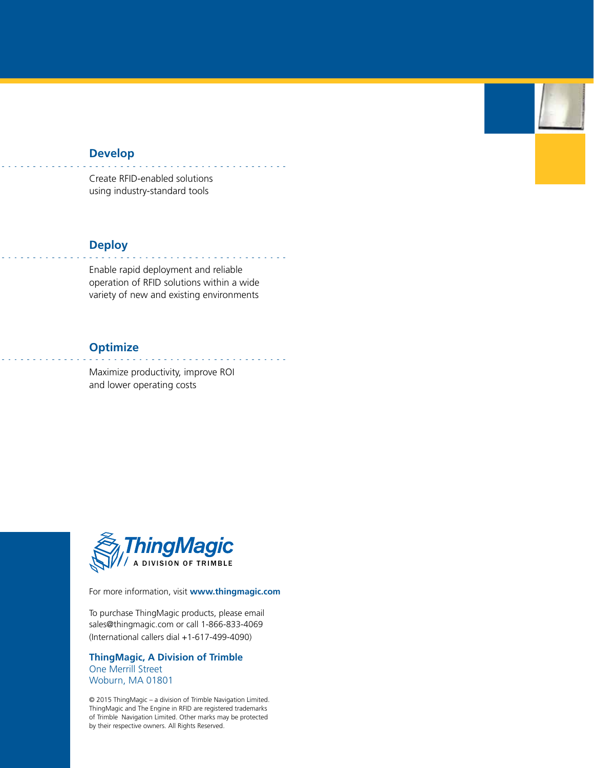## Develop

Create RFID-enabled solutions using industry-standard tools

## Deploy

Enable rapid deployment and reliable operation of RFID solutions within a wide variety of new and existing environments

## Optimize

Maximize productivity, improve ROI and lower operating costs

ThingMagic
A DIVISION OF TRIMBLE

For more information, visit **www.thingmagic.com**

To purchase ThingMagic products, please email sales@thingmagic.com or call 1-866-833-4069 (International callers dial +1-617-499-4090)

**ThingMagic, A Division of Trimble**
One Merrill Street
Woburn, MA 01801

© 2015 ThingMagic – a division of Trimble Navigation Limited. ThingMagic and The Engine in RFID are registered trademarks of Trimble Navigation Limited. Other marks may be protected by their respective owners. All Rights Reserved.